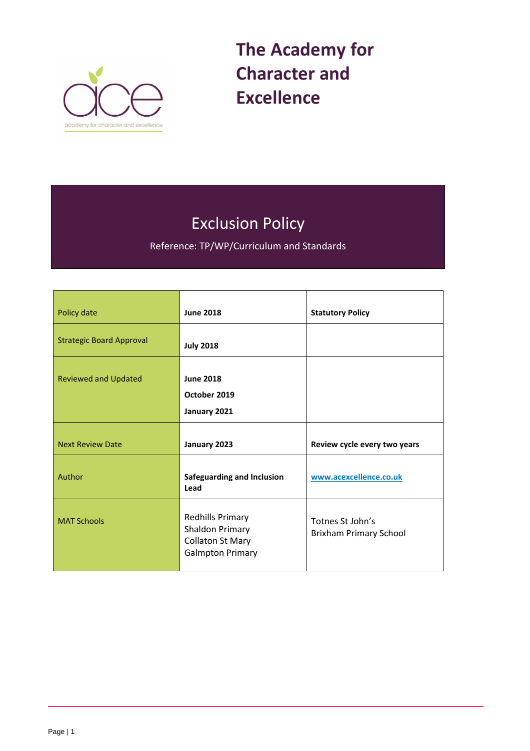# The Academy for Character and Excellence

## Exclusion Policy

Reference: TP/WP/Curriculum and Standards

| | | |
|---|---|---|
| Policy date | **June 2018** | **Statutory Policy** |
| Strategic Board Approval | **July 2018** | |
| Reviewed and Updated | **June 2018**<br>**October 2019**<br>**January 2021** | |
| Next Review Date | **January 2023** | **Review cycle every two years** |
| Author | **Safeguarding and Inclusion Lead** | [www.acexcellence.co.uk](http://www.acexcellence.co.uk) |
| MAT Schools | Redhills Primary<br>Shaldon Primary<br>Collaton St Mary<br>Galmpton Primary | Totnes St John's<br>Brixham Primary School |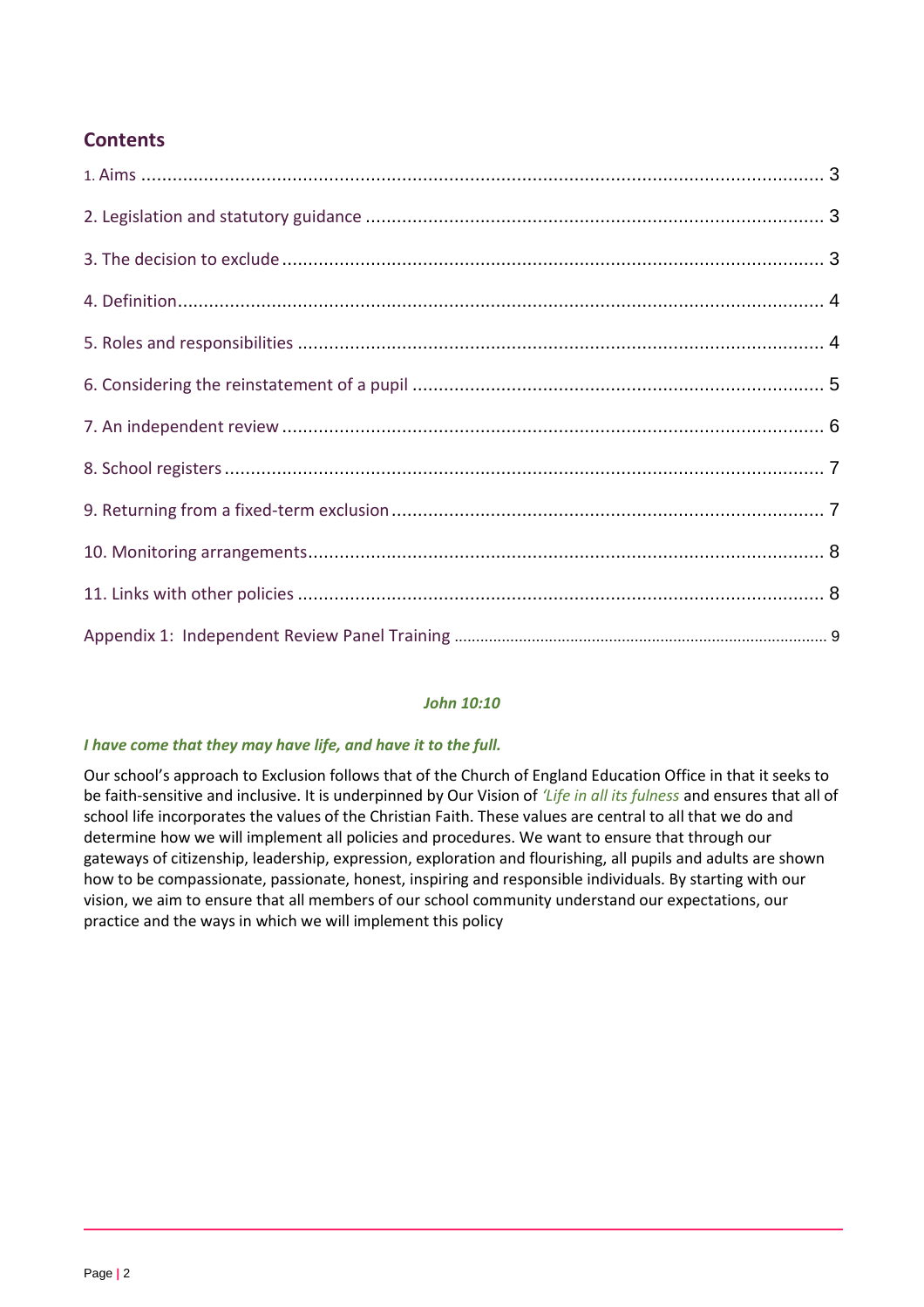## Contents

1. Aims .................................................................................................................................. 3

2. Legislation and statutory guidance ...................................................................................... 3

3. The decision to exclude ...................................................................................................... 3

4. Definition........................................................................................................................... 4

5. Roles and responsibilities ................................................................................................... 4

6. Considering the reinstatement of a pupil ............................................................................. 5

7. An independent review ...................................................................................................... 6

8. School registers ................................................................................................................. 7

9. Returning from a fixed-term exclusion .................................................................................. 7

10. Monitoring arrangements.................................................................................................. 8

11. Links with other policies .................................................................................................... 8

Appendix 1: Independent Review Panel Training ..................................................................................... 9

***John 10:10***

***I have come that they may have life, and have it to the full.***

Our school's approach to Exclusion follows that of the Church of England Education Office in that it seeks to be faith-sensitive and inclusive. It is underpinned by Our Vision of *'Life in all its fulness* and ensures that all of school life incorporates the values of the Christian Faith. These values are central to all that we do and determine how we will implement all policies and procedures. We want to ensure that through our gateways of citizenship, leadership, expression, exploration and flourishing, all pupils and adults are shown how to be compassionate, passionate, honest, inspiring and responsible individuals. By starting with our vision, we aim to ensure that all members of our school community understand our expectations, our practice and the ways in which we will implement this policy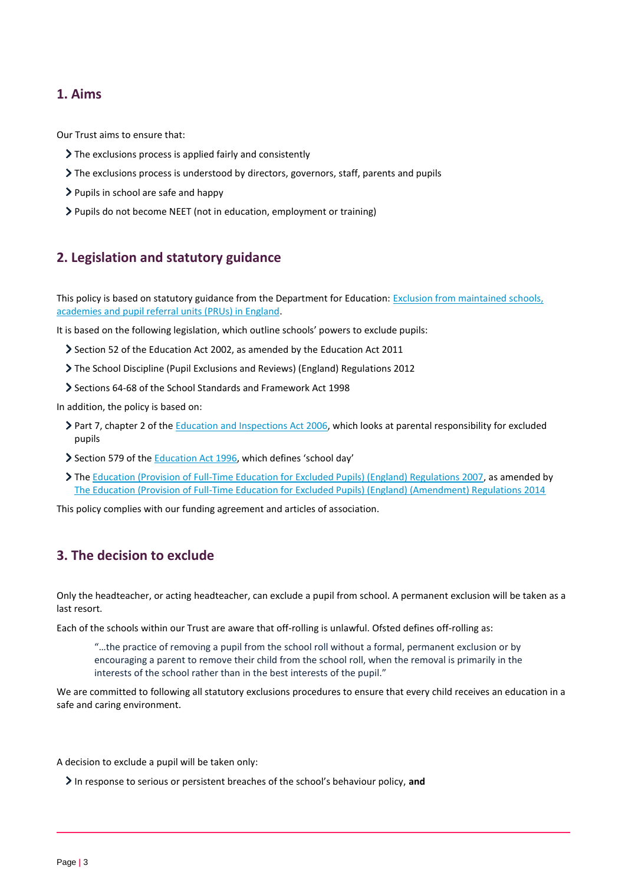## 1. Aims

Our Trust aims to ensure that:

- The exclusions process is applied fairly and consistently
- The exclusions process is understood by directors, governors, staff, parents and pupils
- Pupils in school are safe and happy
- Pupils do not become NEET (not in education, employment or training)

## 2. Legislation and statutory guidance

This policy is based on statutory guidance from the Department for Education: [Exclusion from maintained schools, academies and pupil referral units (PRUs) in England](#).

It is based on the following legislation, which outline schools' powers to exclude pupils:

- Section 52 of the Education Act 2002, as amended by the Education Act 2011
- The School Discipline (Pupil Exclusions and Reviews) (England) Regulations 2012
- Sections 64-68 of the School Standards and Framework Act 1998

In addition, the policy is based on:

- Part 7, chapter 2 of the [Education and Inspections Act 2006](#), which looks at parental responsibility for excluded pupils
- Section 579 of the [Education Act 1996](#), which defines 'school day'
- The [Education (Provision of Full-Time Education for Excluded Pupils) (England) Regulations 2007](#), as amended by [The Education (Provision of Full-Time Education for Excluded Pupils) (England) (Amendment) Regulations 2014](#)

This policy complies with our funding agreement and articles of association.

## 3. The decision to exclude

Only the headteacher, or acting headteacher, can exclude a pupil from school. A permanent exclusion will be taken as a last resort.

Each of the schools within our Trust are aware that off-rolling is unlawful. Ofsted defines off-rolling as:

> "…the practice of removing a pupil from the school roll without a formal, permanent exclusion or by encouraging a parent to remove their child from the school roll, when the removal is primarily in the interests of the school rather than in the best interests of the pupil."

We are committed to following all statutory exclusions procedures to ensure that every child receives an education in a safe and caring environment.

A decision to exclude a pupil will be taken only:

- In response to serious or persistent breaches of the school's behaviour policy, **and**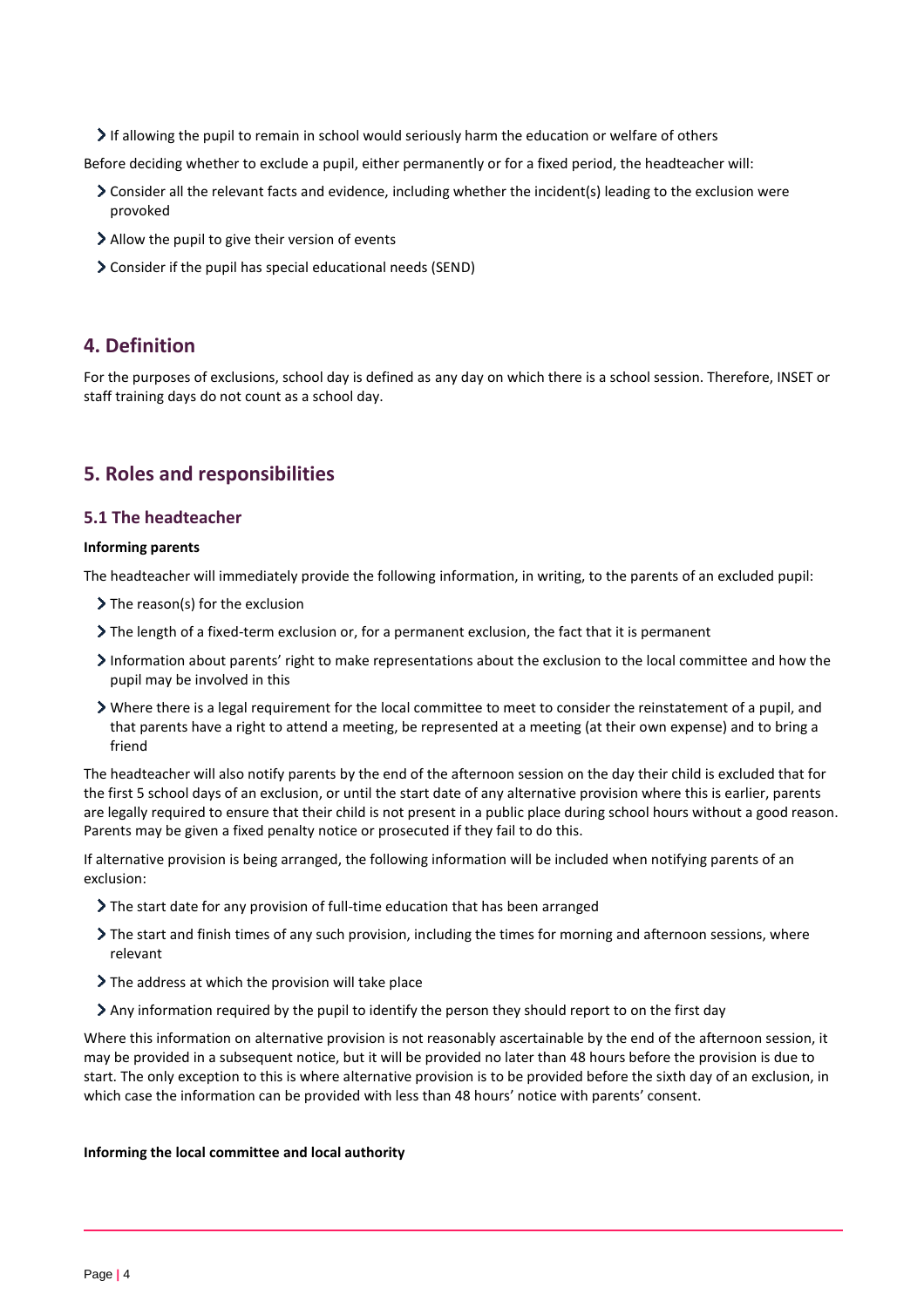- If allowing the pupil to remain in school would seriously harm the education or welfare of others

Before deciding whether to exclude a pupil, either permanently or for a fixed period, the headteacher will:

- Consider all the relevant facts and evidence, including whether the incident(s) leading to the exclusion were provoked
- Allow the pupil to give their version of events
- Consider if the pupil has special educational needs (SEND)

## 4. Definition

For the purposes of exclusions, school day is defined as any day on which there is a school session. Therefore, INSET or staff training days do not count as a school day.

## 5. Roles and responsibilities

### 5.1 The headteacher

**Informing parents**

The headteacher will immediately provide the following information, in writing, to the parents of an excluded pupil:

- The reason(s) for the exclusion
- The length of a fixed-term exclusion or, for a permanent exclusion, the fact that it is permanent
- Information about parents' right to make representations about the exclusion to the local committee and how the pupil may be involved in this
- Where there is a legal requirement for the local committee to meet to consider the reinstatement of a pupil, and that parents have a right to attend a meeting, be represented at a meeting (at their own expense) and to bring a friend

The headteacher will also notify parents by the end of the afternoon session on the day their child is excluded that for the first 5 school days of an exclusion, or until the start date of any alternative provision where this is earlier, parents are legally required to ensure that their child is not present in a public place during school hours without a good reason. Parents may be given a fixed penalty notice or prosecuted if they fail to do this.

If alternative provision is being arranged, the following information will be included when notifying parents of an exclusion:

- The start date for any provision of full-time education that has been arranged
- The start and finish times of any such provision, including the times for morning and afternoon sessions, where relevant
- The address at which the provision will take place
- Any information required by the pupil to identify the person they should report to on the first day

Where this information on alternative provision is not reasonably ascertainable by the end of the afternoon session, it may be provided in a subsequent notice, but it will be provided no later than 48 hours before the provision is due to start. The only exception to this is where alternative provision is to be provided before the sixth day of an exclusion, in which case the information can be provided with less than 48 hours' notice with parents' consent.

**Informing the local committee and local authority**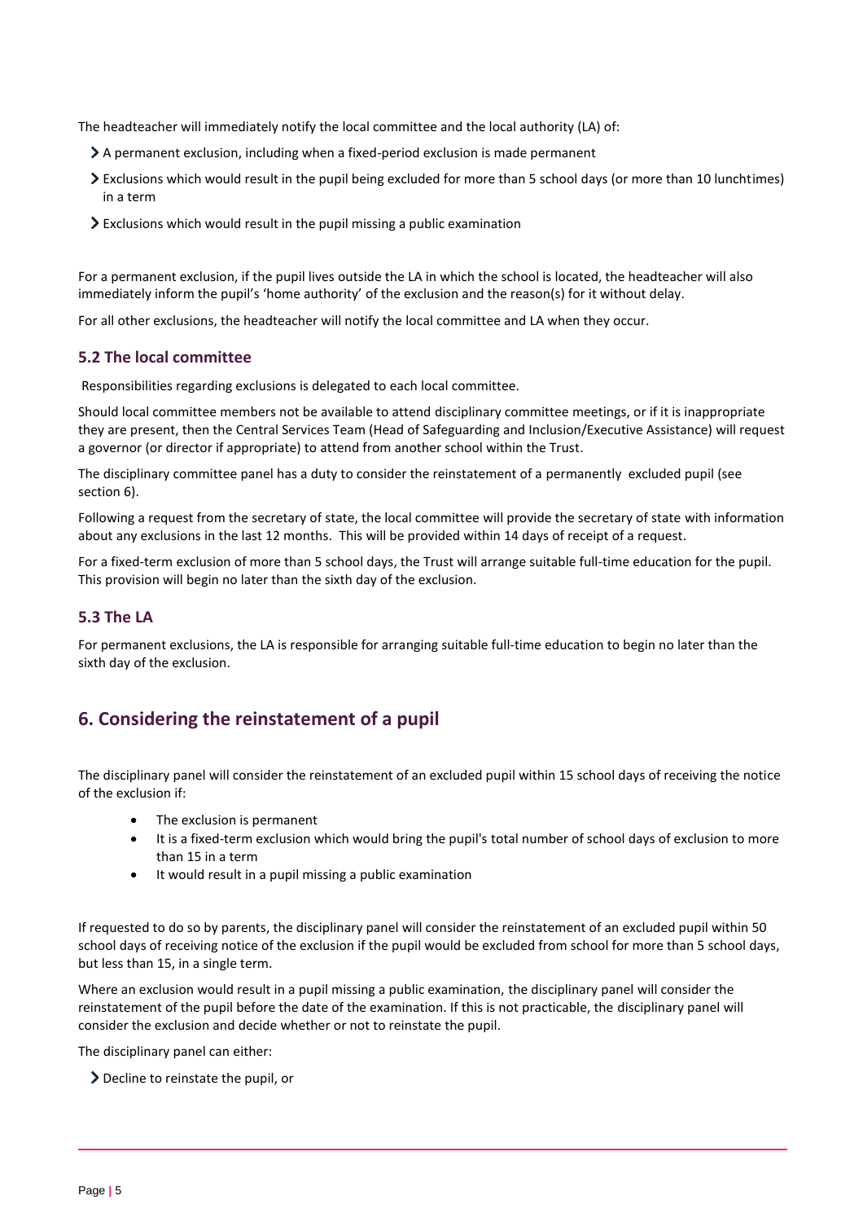The headteacher will immediately notify the local committee and the local authority (LA) of:

- A permanent exclusion, including when a fixed-period exclusion is made permanent
- Exclusions which would result in the pupil being excluded for more than 5 school days (or more than 10 lunchtimes) in a term
- Exclusions which would result in the pupil missing a public examination

For a permanent exclusion, if the pupil lives outside the LA in which the school is located, the headteacher will also immediately inform the pupil's 'home authority' of the exclusion and the reason(s) for it without delay.

For all other exclusions, the headteacher will notify the local committee and LA when they occur.

### 5.2 The local committee

Responsibilities regarding exclusions is delegated to each local committee.

Should local committee members not be available to attend disciplinary committee meetings, or if it is inappropriate they are present, then the Central Services Team (Head of Safeguarding and Inclusion/Executive Assistance) will request a governor (or director if appropriate) to attend from another school within the Trust.

The disciplinary committee panel has a duty to consider the reinstatement of a permanently excluded pupil (see section 6).

Following a request from the secretary of state, the local committee will provide the secretary of state with information about any exclusions in the last 12 months. This will be provided within 14 days of receipt of a request.

For a fixed-term exclusion of more than 5 school days, the Trust will arrange suitable full-time education for the pupil. This provision will begin no later than the sixth day of the exclusion.

### 5.3 The LA

For permanent exclusions, the LA is responsible for arranging suitable full-time education to begin no later than the sixth day of the exclusion.

## 6. Considering the reinstatement of a pupil

The disciplinary panel will consider the reinstatement of an excluded pupil within 15 school days of receiving the notice of the exclusion if:

- The exclusion is permanent
- It is a fixed-term exclusion which would bring the pupil's total number of school days of exclusion to more than 15 in a term
- It would result in a pupil missing a public examination

If requested to do so by parents, the disciplinary panel will consider the reinstatement of an excluded pupil within 50 school days of receiving notice of the exclusion if the pupil would be excluded from school for more than 5 school days, but less than 15, in a single term.

Where an exclusion would result in a pupil missing a public examination, the disciplinary panel will consider the reinstatement of the pupil before the date of the examination. If this is not practicable, the disciplinary panel will consider the exclusion and decide whether or not to reinstate the pupil.

The disciplinary panel can either:

- Decline to reinstate the pupil, or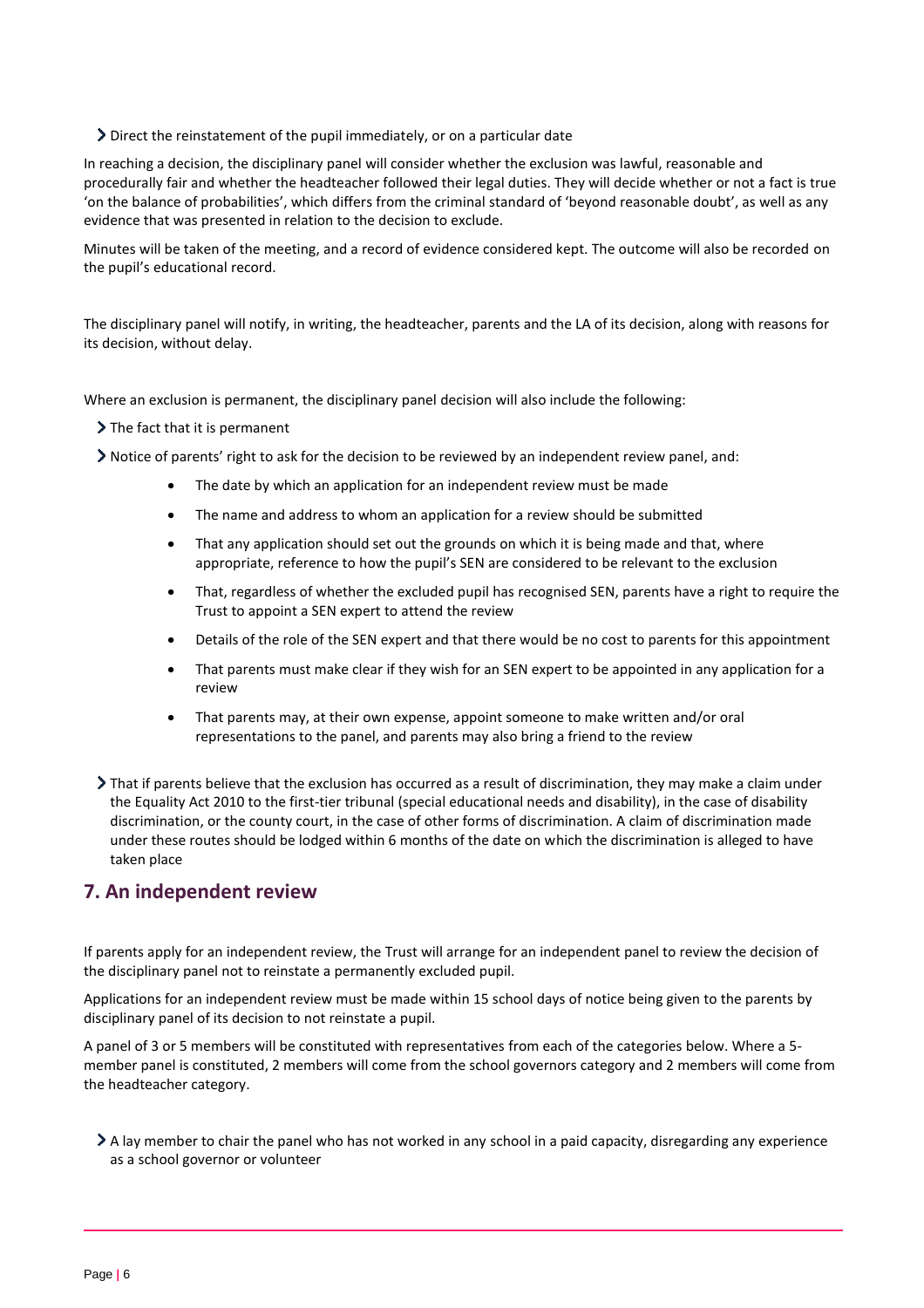- Direct the reinstatement of the pupil immediately, or on a particular date

In reaching a decision, the disciplinary panel will consider whether the exclusion was lawful, reasonable and procedurally fair and whether the headteacher followed their legal duties. They will decide whether or not a fact is true 'on the balance of probabilities', which differs from the criminal standard of 'beyond reasonable doubt', as well as any evidence that was presented in relation to the decision to exclude.

Minutes will be taken of the meeting, and a record of evidence considered kept. The outcome will also be recorded on the pupil's educational record.

The disciplinary panel will notify, in writing, the headteacher, parents and the LA of its decision, along with reasons for its decision, without delay.

Where an exclusion is permanent, the disciplinary panel decision will also include the following:

- The fact that it is permanent
- Notice of parents' right to ask for the decision to be reviewed by an independent review panel, and:
    - The date by which an application for an independent review must be made
    - The name and address to whom an application for a review should be submitted
    - That any application should set out the grounds on which it is being made and that, where appropriate, reference to how the pupil's SEN are considered to be relevant to the exclusion
    - That, regardless of whether the excluded pupil has recognised SEN, parents have a right to require the Trust to appoint a SEN expert to attend the review
    - Details of the role of the SEN expert and that there would be no cost to parents for this appointment
    - That parents must make clear if they wish for an SEN expert to be appointed in any application for a review
    - That parents may, at their own expense, appoint someone to make written and/or oral representations to the panel, and parents may also bring a friend to the review
- That if parents believe that the exclusion has occurred as a result of discrimination, they may make a claim under the Equality Act 2010 to the first-tier tribunal (special educational needs and disability), in the case of disability discrimination, or the county court, in the case of other forms of discrimination. A claim of discrimination made under these routes should be lodged within 6 months of the date on which the discrimination is alleged to have taken place

## 7. An independent review

If parents apply for an independent review, the Trust will arrange for an independent panel to review the decision of the disciplinary panel not to reinstate a permanently excluded pupil.

Applications for an independent review must be made within 15 school days of notice being given to the parents by disciplinary panel of its decision to not reinstate a pupil.

A panel of 3 or 5 members will be constituted with representatives from each of the categories below. Where a 5-member panel is constituted, 2 members will come from the school governors category and 2 members will come from the headteacher category.

- A lay member to chair the panel who has not worked in any school in a paid capacity, disregarding any experience as a school governor or volunteer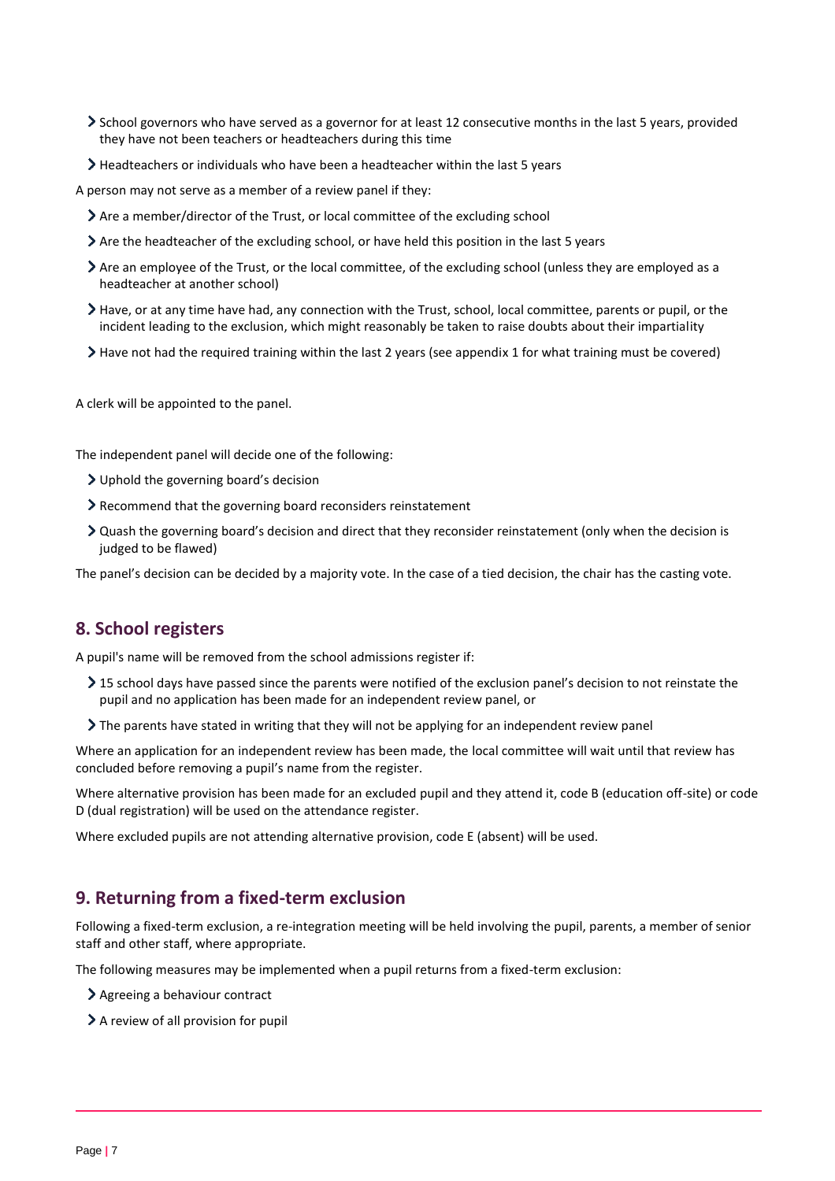- School governors who have served as a governor for at least 12 consecutive months in the last 5 years, provided they have not been teachers or headteachers during this time
- Headteachers or individuals who have been a headteacher within the last 5 years

A person may not serve as a member of a review panel if they:

- Are a member/director of the Trust, or local committee of the excluding school
- Are the headteacher of the excluding school, or have held this position in the last 5 years
- Are an employee of the Trust, or the local committee, of the excluding school (unless they are employed as a headteacher at another school)
- Have, or at any time have had, any connection with the Trust, school, local committee, parents or pupil, or the incident leading to the exclusion, which might reasonably be taken to raise doubts about their impartiality
- Have not had the required training within the last 2 years (see appendix 1 for what training must be covered)

A clerk will be appointed to the panel.

The independent panel will decide one of the following:

- Uphold the governing board's decision
- Recommend that the governing board reconsiders reinstatement
- Quash the governing board's decision and direct that they reconsider reinstatement (only when the decision is judged to be flawed)

The panel's decision can be decided by a majority vote. In the case of a tied decision, the chair has the casting vote.

## 8. School registers

A pupil's name will be removed from the school admissions register if:

- 15 school days have passed since the parents were notified of the exclusion panel's decision to not reinstate the pupil and no application has been made for an independent review panel, or
- The parents have stated in writing that they will not be applying for an independent review panel

Where an application for an independent review has been made, the local committee will wait until that review has concluded before removing a pupil's name from the register.

Where alternative provision has been made for an excluded pupil and they attend it, code B (education off-site) or code D (dual registration) will be used on the attendance register.

Where excluded pupils are not attending alternative provision, code E (absent) will be used.

## 9. Returning from a fixed-term exclusion

Following a fixed-term exclusion, a re-integration meeting will be held involving the pupil, parents, a member of senior staff and other staff, where appropriate.

The following measures may be implemented when a pupil returns from a fixed-term exclusion:

- Agreeing a behaviour contract
- A review of all provision for pupil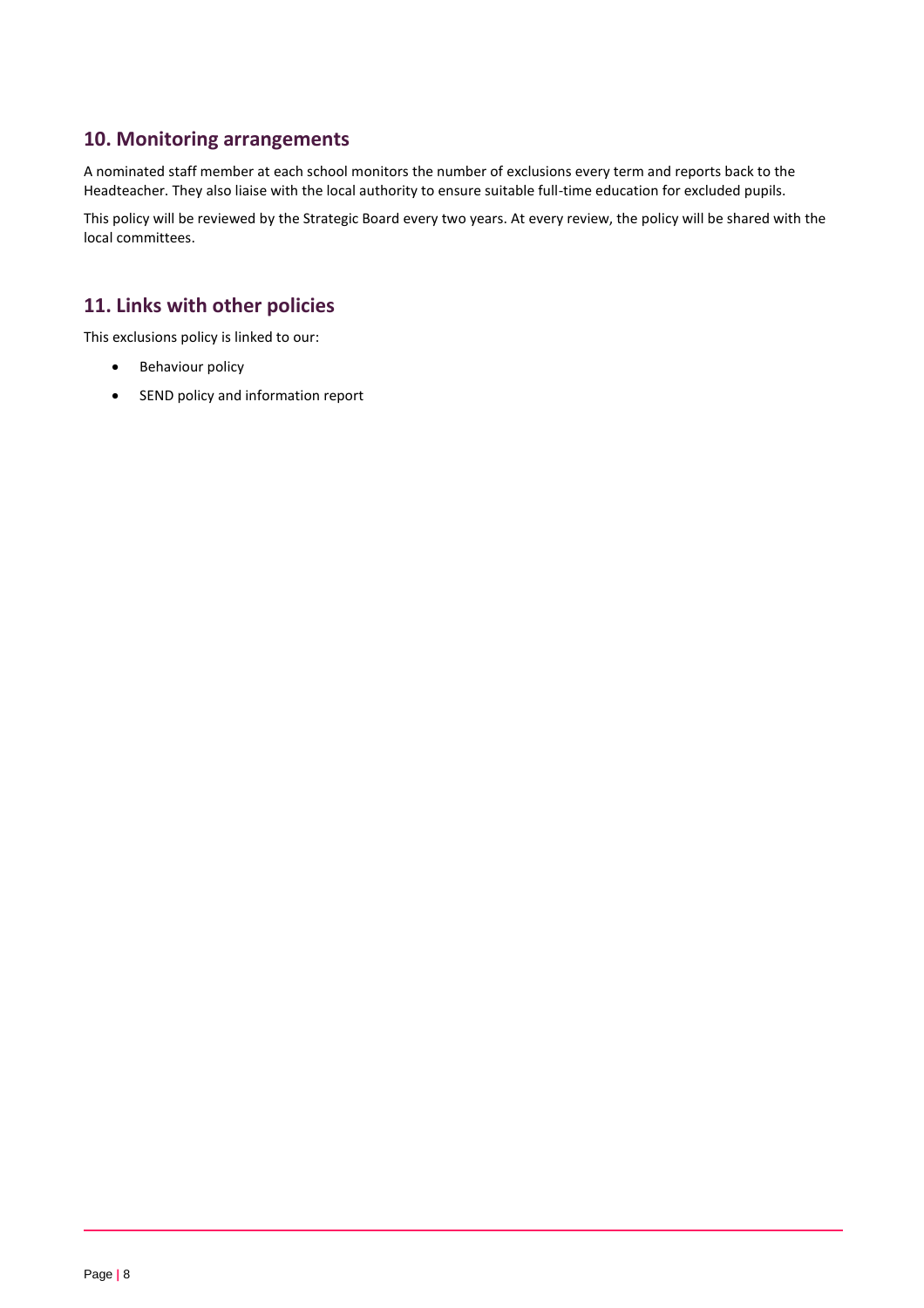## 10. Monitoring arrangements

A nominated staff member at each school monitors the number of exclusions every term and reports back to the Headteacher. They also liaise with the local authority to ensure suitable full-time education for excluded pupils.

This policy will be reviewed by the Strategic Board every two years. At every review, the policy will be shared with the local committees.

## 11. Links with other policies

This exclusions policy is linked to our:

- Behaviour policy
- SEND policy and information report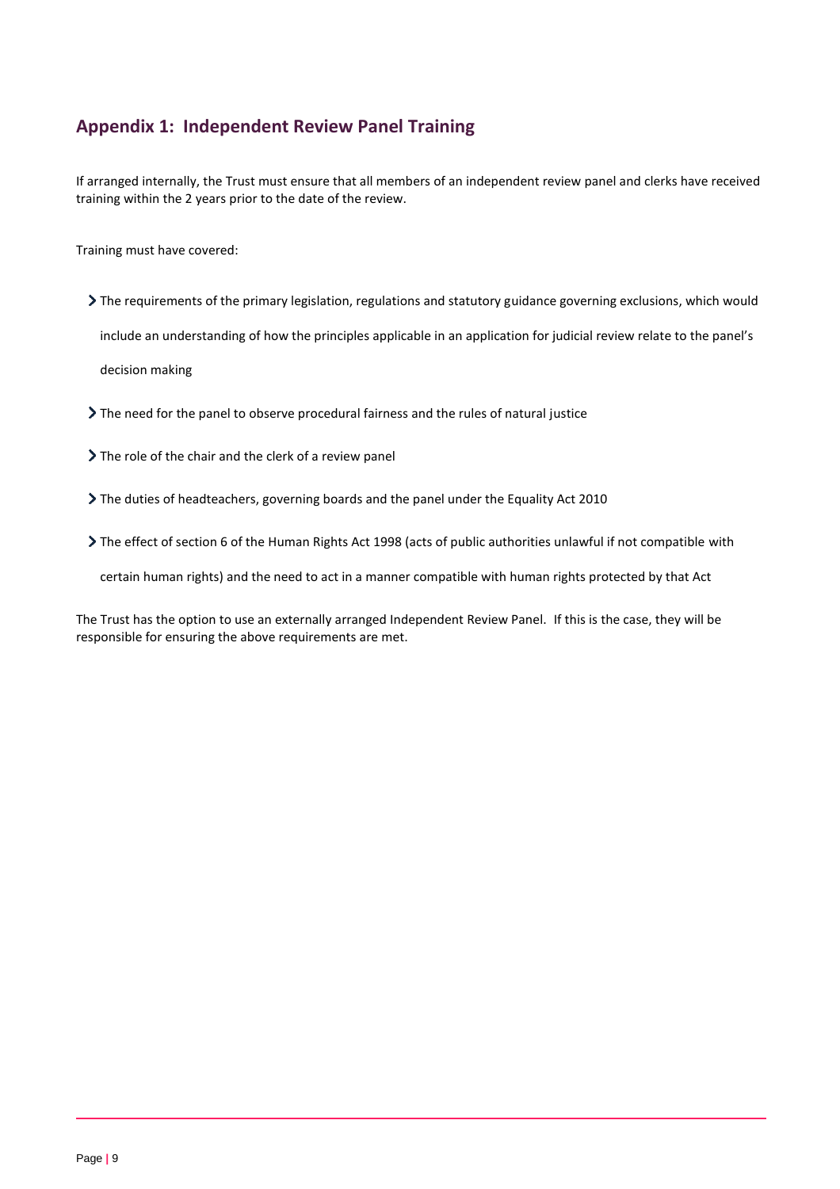## Appendix 1: Independent Review Panel Training

If arranged internally, the Trust must ensure that all members of an independent review panel and clerks have received training within the 2 years prior to the date of the review.

Training must have covered:

- The requirements of the primary legislation, regulations and statutory guidance governing exclusions, which would include an understanding of how the principles applicable in an application for judicial review relate to the panel's decision making
- The need for the panel to observe procedural fairness and the rules of natural justice
- The role of the chair and the clerk of a review panel
- The duties of headteachers, governing boards and the panel under the Equality Act 2010
- The effect of section 6 of the Human Rights Act 1998 (acts of public authorities unlawful if not compatible with certain human rights) and the need to act in a manner compatible with human rights protected by that Act

The Trust has the option to use an externally arranged Independent Review Panel. If this is the case, they will be responsible for ensuring the above requirements are met.